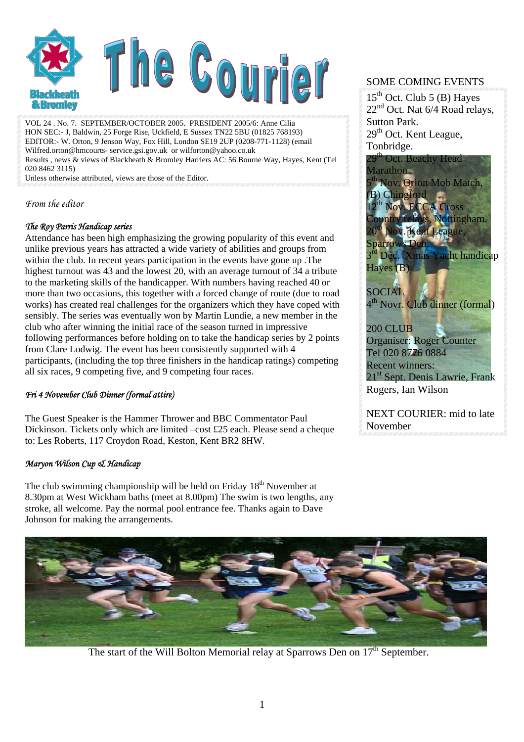# The Courier

VOL 24 . No. 7. SEPTEMBER/OCTOBER 2005. PRESIDENT 2005/6: Anne Cilia
HON SEC:- J, Baldwin, 25 Forge Rise, Uckfield, E Sussex TN22 5BU (01825 768193)
EDITOR:- W. Orton, 9 Jenson Way, Fox Hill, London SE19 2UP (0208-771-1128) (email Wilfred.orton@hmcourts- service.gsi.gov.uk or wilforton@yahoo.co.uk
Results , news & views of Blackheath & Bromley Harriers AC: 56 Bourne Way, Hayes, Kent (Tel 020 8462 3115)
Unless otherwise attributed, views are those of the Editor.

*From the editor*

### *The Roy Parris Handicap series*

Attendance has been high emphasizing the growing popularity of this event and unlike previous years has attracted a wide variety of abilities and groups from within the club. In recent years participation in the events have gone up .The highest turnout was 43 and the lowest 20, with an average turnout of 34 a tribute to the marketing skills of the handicapper. With numbers having reached 40 or more than two occasions, this together with a forced change of route (due to road works) has created real challenges for the organizers which they have coped with sensibly. The series was eventually won by Martin Lundie, a new member in the club who after winning the initial race of the season turned in impressive following performances before holding on to take the handicap series by 2 points from Clare Lodwig. The event has been consistently supported with 4 participants, (including the top three finishers in the handicap ratings) competing all six races, 9 competing five, and 9 competing four races.

### *Fri 4 November Club Dinner (formal attire)*

The Guest Speaker is the Hammer Thrower and BBC Commentator Paul Dickinson. Tickets only which are limited –cost £25 each. Please send a cheque to: Les Roberts, 117 Croydon Road, Keston, Kent BR2 8HW.

### *Maryon Wilson Cup & Handicap*

The club swimming championship will be held on Friday 18th November at 8.30pm at West Wickham baths (meet at 8.00pm) The swim is two lengths, any stroke, all welcome. Pay the normal pool entrance fee. Thanks again to Dave Johnson for making the arrangements.

## SOME COMING EVENTS

15th Oct. Club 5 (B) Hayes
22nd Oct. Nat 6/4 Road relays, Sutton Park.
29th Oct. Kent League, Tonbridge.
29th Oct. Beachy Head Marathon
5th Nov. Orion Mob Match, (B) Chingford
12th Nov. ECCA Cross Country relays, Nottingham.
20th Nov. Kent League, Sparrows Den.
3rd Dec. Xmas Yacht handicap Hayes (B)

SOCIAL
4th Novr. Club dinner (formal)

200 CLUB
Organiser: Roger Counter
Tel 020 8776 0884
Recent winners:
21st Sept. Denis Lawrie, Frank Rogers, Ian Wilson

NEXT COURIER: mid to late November

The start of the Will Bolton Memorial relay at Sparrows Den on 17th September.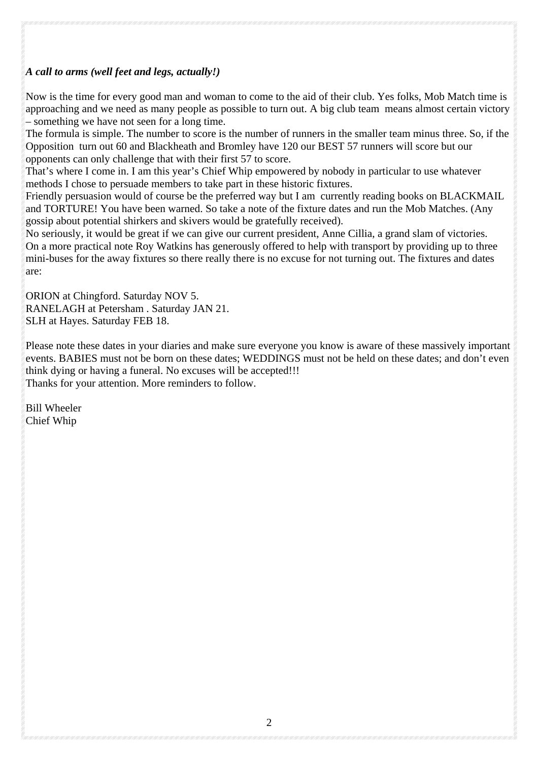***A call to arms (well feet and legs, actually!)***

Now is the time for every good man and woman to come to the aid of their club. Yes folks, Mob Match time is approaching and we need as many people as possible to turn out. A big club team means almost certain victory – something we have not seen for a long time.

The formula is simple. The number to score is the number of runners in the smaller team minus three. So, if the Opposition turn out 60 and Blackheath and Bromley have 120 our BEST 57 runners will score but our opponents can only challenge that with their first 57 to score.

That's where I come in. I am this year's Chief Whip empowered by nobody in particular to use whatever methods I chose to persuade members to take part in these historic fixtures.

Friendly persuasion would of course be the preferred way but I am currently reading books on BLACKMAIL and TORTURE! You have been warned. So take a note of the fixture dates and run the Mob Matches. (Any gossip about potential shirkers and skivers would be gratefully received).

No seriously, it would be great if we can give our current president, Anne Cillia, a grand slam of victories. On a more practical note Roy Watkins has generously offered to help with transport by providing up to three mini-buses for the away fixtures so there really there is no excuse for not turning out. The fixtures and dates are:

ORION at Chingford. Saturday NOV 5.
RANELAGH at Petersham . Saturday JAN 21.
SLH at Hayes. Saturday FEB 18.

Please note these dates in your diaries and make sure everyone you know is aware of these massively important events. BABIES must not be born on these dates; WEDDINGS must not be held on these dates; and don't even think dying or having a funeral. No excuses will be accepted!!!
Thanks for your attention. More reminders to follow.

Bill Wheeler
Chief Whip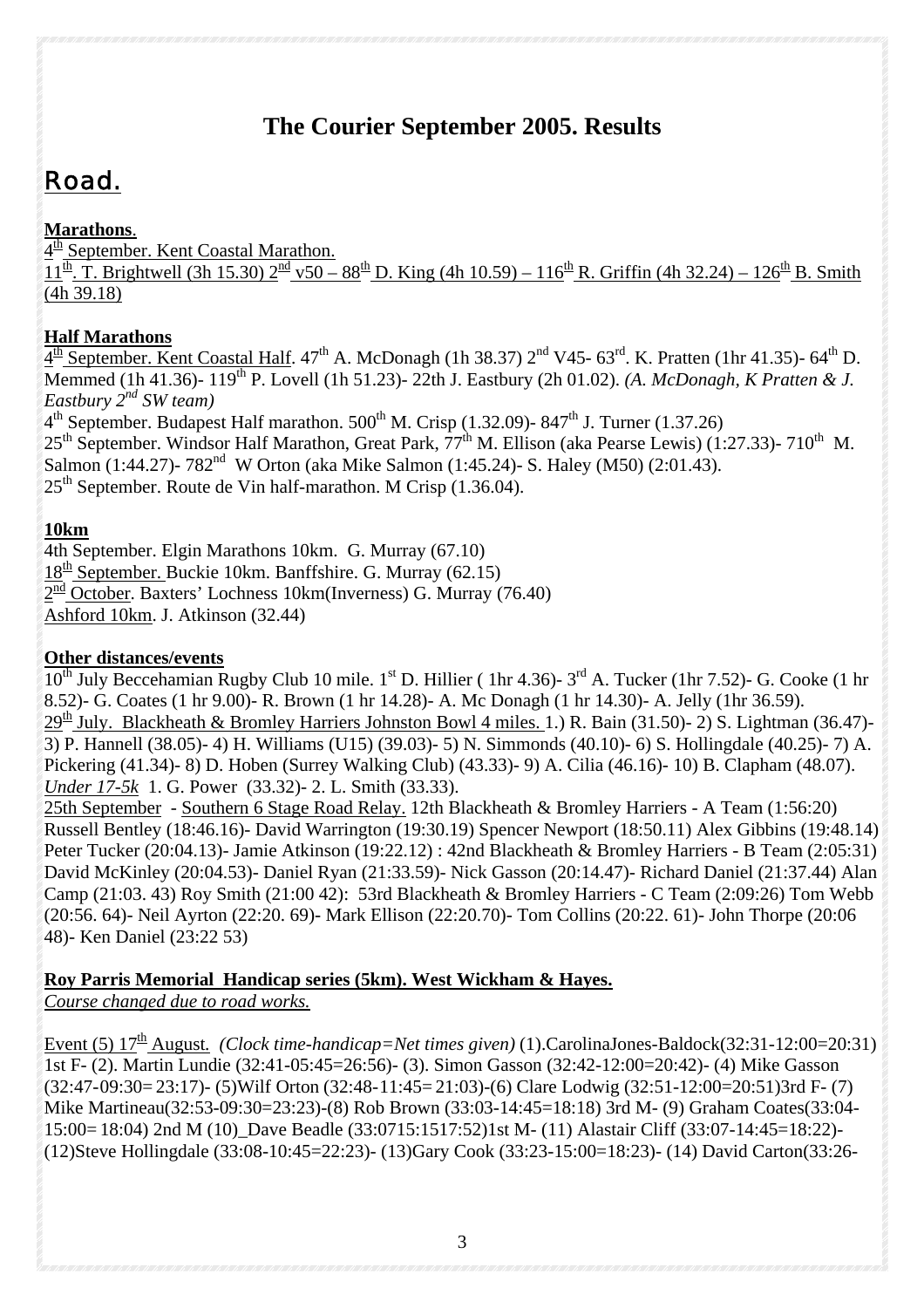# The Courier September 2005. Results

## Road.

**Marathons.**

4th September. Kent Coastal Marathon.

11th. T. Brightwell (3h 15.30) 2nd v50 – 88th D. King (4h 10.59) – 116th R. Griffin (4h 32.24) – 126th B. Smith (4h 39.18)

**Half Marathons**

4th September. Kent Coastal Half. 47th A. McDonagh (1h 38.37) 2nd V45- 63rd. K. Pratten (1hr 41.35)- 64th D. Memmed (1h 41.36)- 119th P. Lovell (1h 51.23)- 22th J. Eastbury (2h 01.02). *(A. McDonagh, K Pratten & J. Eastbury 2nd SW team)*

4th September. Budapest Half marathon. 500th M. Crisp (1.32.09)- 847th J. Turner (1.37.26)

25th September. Windsor Half Marathon, Great Park, 77th M. Ellison (aka Pearse Lewis) (1:27.33)- 710th M. Salmon (1:44.27)- 782nd W Orton (aka Mike Salmon (1:45.24)- S. Haley (M50) (2:01.43).

25th September. Route de Vin half-marathon. M Crisp (1.36.04).

**10km**

4th September. Elgin Marathons 10km. G. Murray (67.10)

18th September. Buckie 10km. Banffshire. G. Murray (62.15)

2nd October. Baxters' Lochness 10km(Inverness) G. Murray (76.40)

Ashford 10km. J. Atkinson (32.44)

**Other distances/events**

10th July Beccehamian Rugby Club 10 mile. 1st D. Hillier ( 1hr 4.36)- 3rd A. Tucker (1hr 7.52)- G. Cooke (1 hr 8.52)- G. Coates (1 hr 9.00)- R. Brown (1 hr 14.28)- A. Mc Donagh (1 hr 14.30)- A. Jelly (1hr 36.59).

29th July. Blackheath & Bromley Harriers Johnston Bowl 4 miles. 1.) R. Bain (31.50)- 2) S. Lightman (36.47)- 3) P. Hannell (38.05)- 4) H. Williams (U15) (39.03)- 5) N. Simmonds (40.10)- 6) S. Hollingdale (40.25)- 7) A. Pickering (41.34)- 8) D. Hoben (Surrey Walking Club) (43.33)- 9) A. Cilia (46.16)- 10) B. Clapham (48.07).

*Under 17-5k* 1. G. Power (33.32)- 2. L. Smith (33.33).

25th September - Southern 6 Stage Road Relay. 12th Blackheath & Bromley Harriers - A Team (1:56:20) Russell Bentley (18:46.16)- David Warrington (19:30.19) Spencer Newport (18:50.11) Alex Gibbins (19:48.14) Peter Tucker (20:04.13)- Jamie Atkinson (19:22.12) : 42nd Blackheath & Bromley Harriers - B Team (2:05:31) David McKinley (20:04.53)- Daniel Ryan (21:33.59)- Nick Gasson (20:14.47)- Richard Daniel (21:37.44) Alan Camp (21:03. 43) Roy Smith (21:00 42): 53rd Blackheath & Bromley Harriers - C Team (2:09:26) Tom Webb (20:56. 64)- Neil Ayrton (22:20. 69)- Mark Ellison (22:20.70)- Tom Collins (20:22. 61)- John Thorpe (20:06 48)- Ken Daniel (23:22 53)

**Roy Parris Memorial Handicap series (5km). West Wickham & Hayes.**

*Course changed due to road works.*

Event (5) 17th August. *(Clock time-handicap=Net times given)* (1).CarolinaJones-Baldock(32:31-12:00=20:31) 1st F- (2). Martin Lundie (32:41-05:45=26:56)- (3). Simon Gasson (32:42-12:00=20:42)- (4) Mike Gasson (32:47-09:30= 23:17)- (5)Wilf Orton (32:48-11:45= 21:03)-(6) Clare Lodwig (32:51-12:00=20:51)3rd F- (7) Mike Martineau(32:53-09:30=23:23)-(8) Rob Brown (33:03-14:45=18:18) 3rd M- (9) Graham Coates(33:04-15:00= 18:04) 2nd M (10)_Dave Beadle (33:0715:1517:52)1st M- (11) Alastair Cliff (33:07-14:45=18:22)- (12)Steve Hollingdale (33:08-10:45=22:23)- (13)Gary Cook (33:23-15:00=18:23)- (14) David Carton(33:26-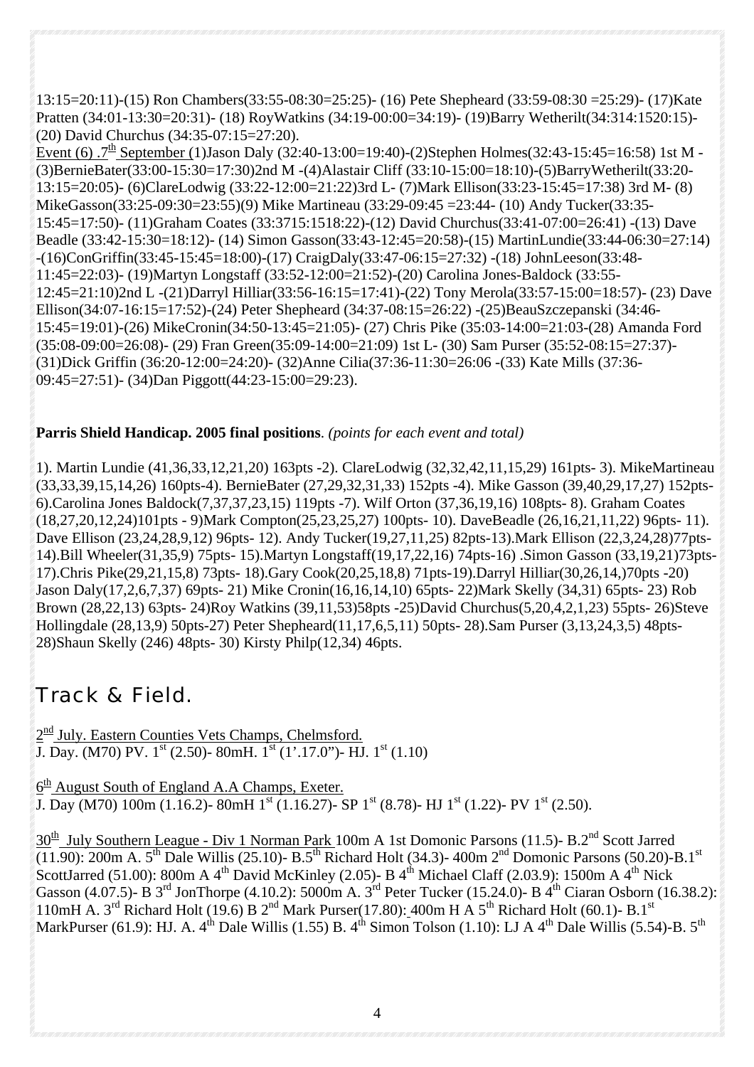13:15=20:11)-(15) Ron Chambers(33:55-08:30=25:25)- (16) Pete Shepheard (33:59-08:30 =25:29)- (17)Kate Pratten (34:01-13:30=20:31)- (18) RoyWatkins (34:19-00:00=34:19)- (19)Barry Wetherilt(34:314:1520:15)- (20) David Churchus (34:35-07:15=27:20).

Event (6) .7th September (1)Jason Daly (32:40-13:00=19:40)-(2)Stephen Holmes(32:43-15:45=16:58) 1st M -(3)BernieBater(33:00-15:30=17:30)2nd M -(4)Alastair Cliff (33:10-15:00=18:10)-(5)BarryWetherilt(33:20-13:15=20:05)- (6)ClareLodwig (33:22-12:00=21:22)3rd L- (7)Mark Ellison(33:23-15:45=17:38) 3rd M- (8) MikeGasson(33:25-09:30=23:55)(9) Mike Martineau (33:29-09:45 =23:44- (10) Andy Tucker(33:35-15:45=17:50)- (11)Graham Coates (33:3715:1518:22)-(12) David Churchus(33:41-07:00=26:41) -(13) Dave Beadle (33:42-15:30=18:12)- (14) Simon Gasson(33:43-12:45=20:58)-(15) MartinLundie(33:44-06:30=27:14) -(16)ConGriffin(33:45-15:45=18:00)-(17) CraigDaly(33:47-06:15=27:32) -(18) JohnLeeson(33:48-11:45=22:03)- (19)Martyn Longstaff (33:52-12:00=21:52)-(20) Carolina Jones-Baldock (33:55-12:45=21:10)2nd L -(21)Darryl Hilliar(33:56-16:15=17:41)-(22) Tony Merola(33:57-15:00=18:57)- (23) Dave Ellison(34:07-16:15=17:52)-(24) Peter Shepheard (34:37-08:15=26:22) -(25)BeauSzczepanski (34:46-15:45=19:01)-(26) MikeCronin(34:50-13:45=21:05)- (27) Chris Pike (35:03-14:00=21:03-(28) Amanda Ford (35:08-09:00=26:08)- (29) Fran Green(35:09-14:00=21:09) 1st L- (30) Sam Purser (35:52-08:15=27:37)-(31)Dick Griffin (36:20-12:00=24:20)- (32)Anne Cilia(37:36-11:30=26:06 -(33) Kate Mills (37:36-09:45=27:51)- (34)Dan Piggott(44:23-15:00=29:23).

**Parris Shield Handicap. 2005 final positions**. *(points for each event and total)*

1). Martin Lundie (41,36,33,12,21,20) 163pts -2). ClareLodwig (32,32,42,11,15,29) 161pts- 3). MikeMartineau (33,33,39,15,14,26) 160pts-4). BernieBater (27,29,32,31,33) 152pts -4). Mike Gasson (39,40,29,17,27) 152pts-6).Carolina Jones Baldock(7,37,37,23,15) 119pts -7). Wilf Orton (37,36,19,16) 108pts- 8). Graham Coates (18,27,20,12,24)101pts - 9)Mark Compton(25,23,25,27) 100pts- 10). DaveBeadle (26,16,21,11,22) 96pts- 11). Dave Ellison (23,24,28,9,12) 96pts- 12). Andy Tucker(19,27,11,25) 82pts-13).Mark Ellison (22,3,24,28)77pts-14).Bill Wheeler(31,35,9) 75pts- 15).Martyn Longstaff(19,17,22,16) 74pts-16) .Simon Gasson (33,19,21)73pts-17).Chris Pike(29,21,15,8) 73pts- 18).Gary Cook(20,25,18,8) 71pts-19).Darryl Hilliar(30,26,14,)70pts -20) Jason Daly(17,2,6,7,37) 69pts- 21) Mike Cronin(16,16,14,10) 65pts- 22)Mark Skelly (34,31) 65pts- 23) Rob Brown (28,22,13) 63pts- 24)Roy Watkins (39,11,53)58pts -25)David Churchus(5,20,4,2,1,23) 55pts- 26)Steve Hollingdale (28,13,9) 50pts-27) Peter Shepheard(11,17,6,5,11) 50pts- 28).Sam Purser (3,13,24,3,5) 48pts-28)Shaun Skelly (246) 48pts- 30) Kirsty Philp(12,34) 46pts.

## Track & Field.

2nd July. Eastern Counties Vets Champs, Chelmsford.
J. Day. (M70) PV. 1st (2.50)- 80mH. 1st (1'.17.0")- HJ. 1st (1.10)

6th August South of England A.A Champs, Exeter.
J. Day (M70) 100m (1.16.2)- 80mH 1st (1.16.27)- SP 1st (8.78)- HJ 1st (1.22)- PV 1st (2.50).

30th July Southern League - Div 1 Norman Park 100m A 1st Domonic Parsons (11.5)- B.2nd Scott Jarred (11.90): 200m A. 5th Dale Willis (25.10)- B.5th Richard Holt (34.3)- 400m 2nd Domonic Parsons (50.20)-B.1st ScottJarred (51.00): 800m A 4th David McKinley (2.05)- B 4th Michael Claff (2.03.9): 1500m A 4th Nick Gasson (4.07.5)- B 3rd JonThorpe (4.10.2): 5000m A. 3rd Peter Tucker (15.24.0)- B 4th Ciaran Osborn (16.38.2): 110mH A. 3rd Richard Holt (19.6) B 2nd Mark Purser(17.80): 400m H A 5th Richard Holt (60.1)- B.1st MarkPurser (61.9): HJ. A. 4th Dale Willis (1.55) B. 4th Simon Tolson (1.10): LJ A 4th Dale Willis (5.54)-B. 5th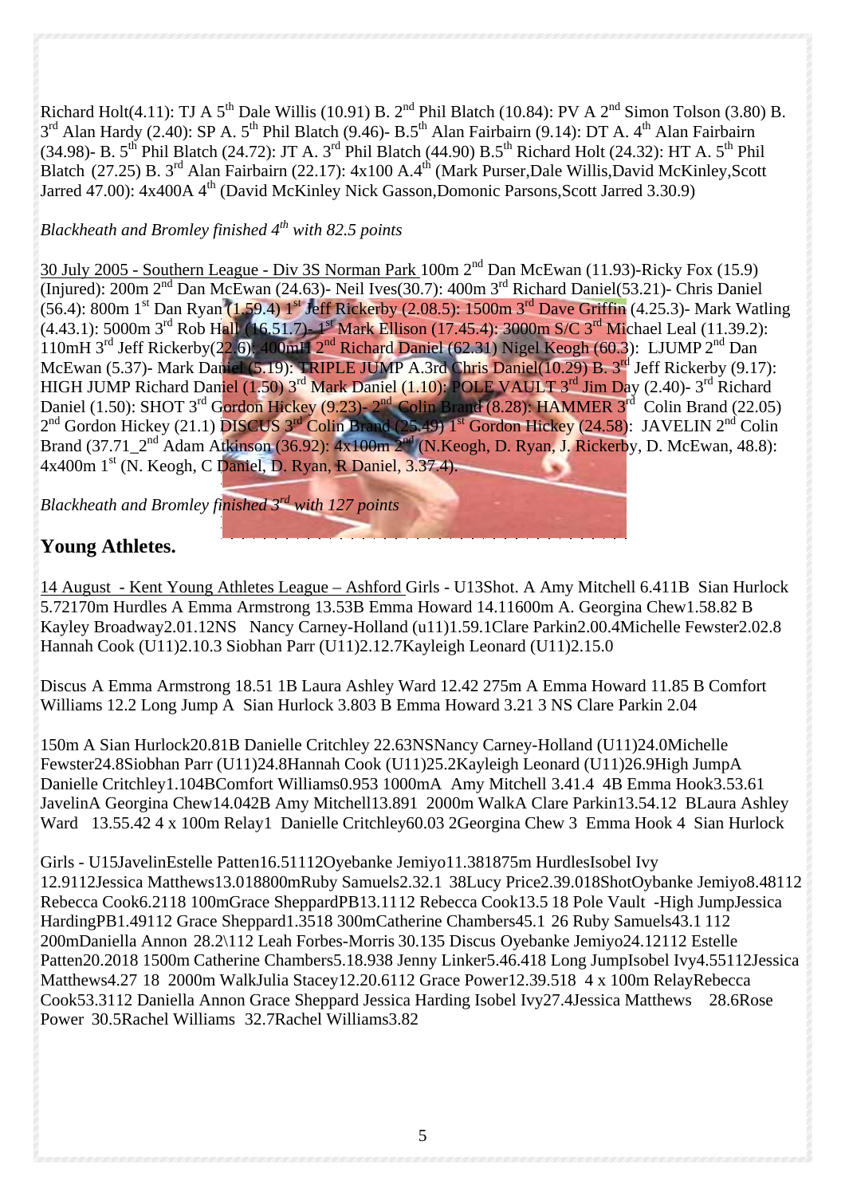Richard Holt(4.11): TJ A 5th Dale Willis (10.91) B. 2nd Phil Blatch (10.84): PV A 2nd Simon Tolson (3.80) B. 3rd Alan Hardy (2.40): SP A. 5th Phil Blatch (9.46)- B.5th Alan Fairbairn (9.14): DT A. 4th Alan Fairbairn (34.98)- B. 5th Phil Blatch (24.72): JT A. 3rd Phil Blatch (44.90) B.5th Richard Holt (24.32): HT A. 5th Phil Blatch (27.25) B. 3rd Alan Fairbairn (22.17): 4x100 A.4th (Mark Purser,Dale Willis,David McKinley,Scott Jarred 47.00): 4x400A 4th (David McKinley Nick Gasson,Domonic Parsons,Scott Jarred 3.30.9)

*Blackheath and Bromley finished 4th with 82.5 points*

30 July 2005 - Southern League - Div 3S Norman Park 100m 2nd Dan McEwan (11.93)-Ricky Fox (15.9) (Injured): 200m 2nd Dan McEwan (24.63)- Neil Ives(30.7): 400m 3rd Richard Daniel(53.21)- Chris Daniel (56.4): 800m 1st Dan Ryan (1.59.4) 1st Jeff Rickerby (2.08.5): 1500m 3rd Dave Griffin (4.25.3)- Mark Watling (4.43.1): 5000m 3rd Rob Hall (16.51.7)- 1st Mark Ellison (17.45.4): 3000m S/C 3rd Michael Leal (11.39.2): 110mH 3rd Jeff Rickerby(22.6): 400mH 2nd Richard Daniel (62.31) Nigel Keogh (60.3): LJUMP 2nd Dan McEwan (5.37)- Mark Daniel (5.19): TRIPLE JUMP A.3rd Chris Daniel(10.29) B. 3rd Jeff Rickerby (9.17): HIGH JUMP Richard Daniel (1.50) 3rd Mark Daniel (1.10): POLE VAULT 3rd Jim Day (2.40)- 3rd Richard Daniel (1.50): SHOT 3rd Gordon Hickey (9.23)- 2nd Colin Brand (8.28): HAMMER 3rd Colin Brand (22.05) 2nd Gordon Hickey (21.1) DISCUS 3rd Colin Brand (25.49) 1st Gordon Hickey (24.58): JAVELIN 2nd Colin Brand (37.71_2nd Adam Atkinson (36.92): 4x100m 2nd (N.Keogh, D. Ryan, J. Rickerby, D. McEwan, 48.8): 4x400m 1st (N. Keogh, C Daniel, D. Ryan, R Daniel, 3.37.4).

*Blackheath and Bromley finished 3rd with 127 points*

## Young Athletes.

14 August - Kent Young Athletes League – Ashford Girls - U13Shot. A Amy Mitchell 6.411B Sian Hurlock 5.72170m Hurdles A Emma Armstrong 13.53B Emma Howard 14.11600m A. Georgina Chew1.58.82 B Kayley Broadway2.01.12NS Nancy Carney-Holland (u11)1.59.1Clare Parkin2.00.4Michelle Fewster2.02.8 Hannah Cook (U11)2.10.3 Siobhan Parr (U11)2.12.7Kayleigh Leonard (U11)2.15.0

Discus A Emma Armstrong 18.51 1B Laura Ashley Ward 12.42 275m A Emma Howard 11.85 B Comfort Williams 12.2 Long Jump A Sian Hurlock 3.803 B Emma Howard 3.21 3 NS Clare Parkin 2.04

150m A Sian Hurlock20.81B Danielle Critchley 22.63NSNancy Carney-Holland (U11)24.0Michelle Fewster24.8Siobhan Parr (U11)24.8Hannah Cook (U11)25.2Kayleigh Leonard (U11)26.9High JumpA Danielle Critchley1.104BComfort Williams0.953 1000mA Amy Mitchell 3.41.4 4B Emma Hook3.53.61 JavelinA Georgina Chew14.042B Amy Mitchell13.891 2000m WalkA Clare Parkin13.54.12 BLaura Ashley Ward 13.55.42 4 x 100m Relay1 Danielle Critchley60.03 2Georgina Chew 3 Emma Hook 4 Sian Hurlock

Girls - U15JavelinEstelle Patten16.51112Oyebanke Jemiyo11.381875m HurdlesIsobel Ivy 12.9112Jessica Matthews13.018800mRuby Samuels2.32.1 38Lucy Price2.39.018ShotOybanke Jemiyo8.48112 Rebecca Cook6.2118 100mGrace SheppardPB13.1112 Rebecca Cook13.5 18 Pole Vault -High JumpJessica HardingPB1.49112 Grace Sheppard1.3518 300mCatherine Chambers45.1 26 Ruby Samuels43.1 112 200mDaniella Annon 28.2\112 Leah Forbes-Morris 30.135 Discus Oyebanke Jemiyo24.12112 Estelle Patten20.2018 1500m Catherine Chambers5.18.938 Jenny Linker5.46.418 Long JumpIsobel Ivy4.55112Jessica Matthews4.27 18 2000m WalkJulia Stacey12.20.6112 Grace Power12.39.518 4 x 100m RelayRebecca Cook53.3112 Daniella Annon Grace Sheppard Jessica Harding Isobel Ivy27.4Jessica Matthews 28.6Rose Power 30.5Rachel Williams 32.7Rachel Williams3.82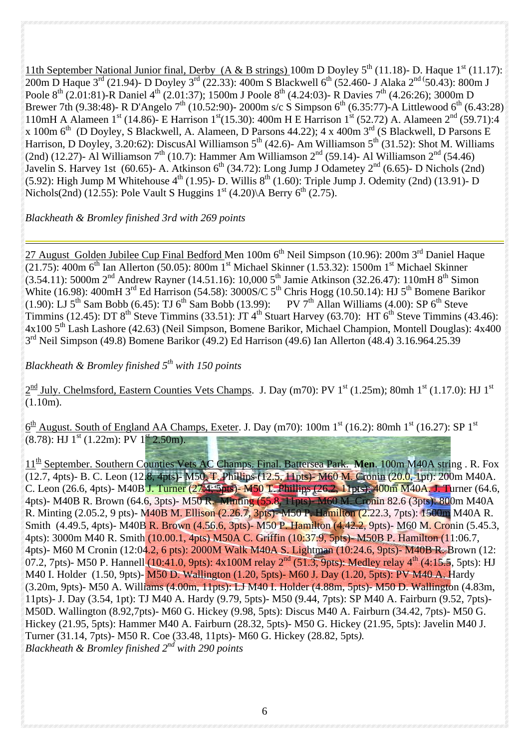11th September National Junior final, Derby (A & B strings) 100m D Doyley 5th (11.18)- D. Haque 1st (11.17): 200m D Haque 3rd (21.94)- D Doyley 3rd (22.33): 400m S Blackwell 6th (52.460- J Alaka 2nd (50.43): 800m J Poole 8th (2.01:81)-R Daniel 4th (2.01:37); 1500m J Poole 8th (4.24:03)- R Davies 7th (4.26:26); 3000m D Brewer 7th (9.38:48)- R D'Angelo 7th (10.52:90)- 2000m s/c S Simpson 6th (6.35:77)-A Littlewood 6th (6.43:28) 110mH A Alameen 1st (14.86)- E Harrison 1st(15.30): 400m H E Harrison 1st (52.72) A. Alameen 2nd (59.71):4 x 100m 6th (D Doyley, S Blackwell, A. Alameen, D Parsons 44.22); 4 x 400m 3rd (S Blackwell, D Parsons E Harrison, D Doyley, 3.20:62): DiscusAl Williamson 5th (42.6)- Am Williamson 5th (31.52): Shot M. Williams (2nd) (12.27)- Al Williamson 7th (10.7): Hammer Am Williamson 2nd (59.14)- Al Williamson 2nd (54.46) Javelin S. Harvey 1st (60.65)- A. Atkinson 6th (34.72): Long Jump J Odametey 2nd (6.65)- D Nichols (2nd) (5.92): High Jump M Whitehouse 4th (1.95)- D. Willis 8th (1.60): Triple Jump J. Odemity (2nd) (13.91)- D Nichols(2nd) (12.55): Pole Vault S Huggins 1st (4.20)\A Berry 6th (2.75).

*Blackheath & Bromley finished 3rd with 269 points*

---

27 August Golden Jubilee Cup Final Bedford Men 100m 6th Neil Simpson (10.96): 200m 3rd Daniel Haque (21.75): 400m 6th Ian Allerton (50.05): 800m 1st Michael Skinner (1.53.32): 1500m 1st Michael Skinner (3.54.11): 5000m 2nd Andrew Rayner (14.51.16): 10,000 5th Jamie Atkinson (32.26.47): 110mH 8th Simon White (16.98): 400mH 3rd Ed Harrison (54.58): 3000S/C 5th Chris Hogg (10.50.14): HJ 5th Bomene Barikor (1.90): LJ 5th Sam Bobb (6.45): TJ 6th Sam Bobb (13.99): PV 7th Allan Williams (4.00): SP 6th Steve Timmins (12.45): DT 8th Steve Timmins (33.51): JT 4th Stuart Harvey (63.70): HT 6th Steve Timmins (43.46): 4x100 5th Lash Lashore (42.63) (Neil Simpson, Bomene Barikor, Michael Champion, Montell Douglas): 4x400 3rd Neil Simpson (49.8) Bomene Barikor (49.2) Ed Harrison (49.6) Ian Allerton (48.4) 3.16.964.25.39

*Blackheath & Bromley finished 5th with 150 points*

2nd July. Chelmsford, Eastern Counties Vets Champs. J. Day (m70): PV 1st (1.25m); 80mh 1st (1.17.0): HJ 1st (1.10m).

6th August. South of England AA Champs, Exeter. J. Day (m70): 100m 1st (16.2): 80mh 1st (16.27): SP 1st (8.78): HJ 1st (1.22m): PV 1st 2.50m).

11th September. Southern Counties Vets AC Champs. Final. Battersea Park. **Men**. 100m M40A string . R. Fox (12.7, 4pts)- B. C. Leon (12.8, 4pts)- M50 T. Phillips (12.5, 11pts)- M60 M. Cronin (20.0, 1pt): 200m M40A. C. Leon (26.6, 4pts)- M40B J. Turner (27.4, 5pts)- M50 T. Phillips (26.2, 11pts): 400m M40A. J. Turner (64.6, 4pts)- M40B R. Brown (64.6, 3pts)- M50 R. Minting (55.8, 11pts)- M60 M. Cronin 82.6 (3pts): 800m M40A R. Minting (2.05.2, 9 pts)- M40B M. Ellison (2.26.7, 3pts)- M50 P. Hamilton (2.22.3, 7pts): 1500m M40A R. Smith (4.49.5, 4pts)- M40B R. Brown (4.56.6, 3pts)- M50 P. Hamilton (4.42.2, 9pts)- M60 M. Cronin (5.45.3, 4pts): 3000m M40 R. Smith (10.00.1, 4pts) M50A C. Griffin (10:37.9, 5pts)- M50B P. Hamilton (11:06.7, 4pts)- M60 M Cronin (12:04.2, 6 pts): 2000M Walk M40A S. Lightman (10:24.6, 9pts)- M40B R. Brown (12: 07.2, 7pts)- M50 P. Hannell (10:41.0, 9pts): 4x100M relay 2nd (51.3, 9pts): Medley relay 4th (4:15.5, 5pts): HJ M40 I. Holder (1.50, 9pts)- M50 D. Wallington (1.20, 5pts)- M60 J. Day (1.20, 5pts): PV M40 A. Hardy (3.20m, 9pts)- M50 A. Williams (4.00m, 11pts): LJ M40 I. Holder (4.88m, 5pts)- M50 D. Wallington (4.83m, 11pts)- J. Day (3.54, 1pt): TJ M40 A. Hardy (9.79, 5pts)- M50 (9.44, 7pts): SP M40 A. Fairburn (9.52, 7pts)- M50D. Wallington (8.92,7pts)- M60 G. Hickey (9.98, 5pts): Discus M40 A. Fairburn (34.42, 7pts)- M50 G. Hickey (21.95, 5pts): Hammer M40 A. Fairburn (28.32, 5pts)- M50 G. Hickey (21.95, 5pts): Javelin M40 J. Turner (31.14, 7pts)- M50 R. Coe (33.48, 11pts)- M60 G. Hickey (28.82, 5pts).

*Blackheath & Bromley finished 2nd with 290 points*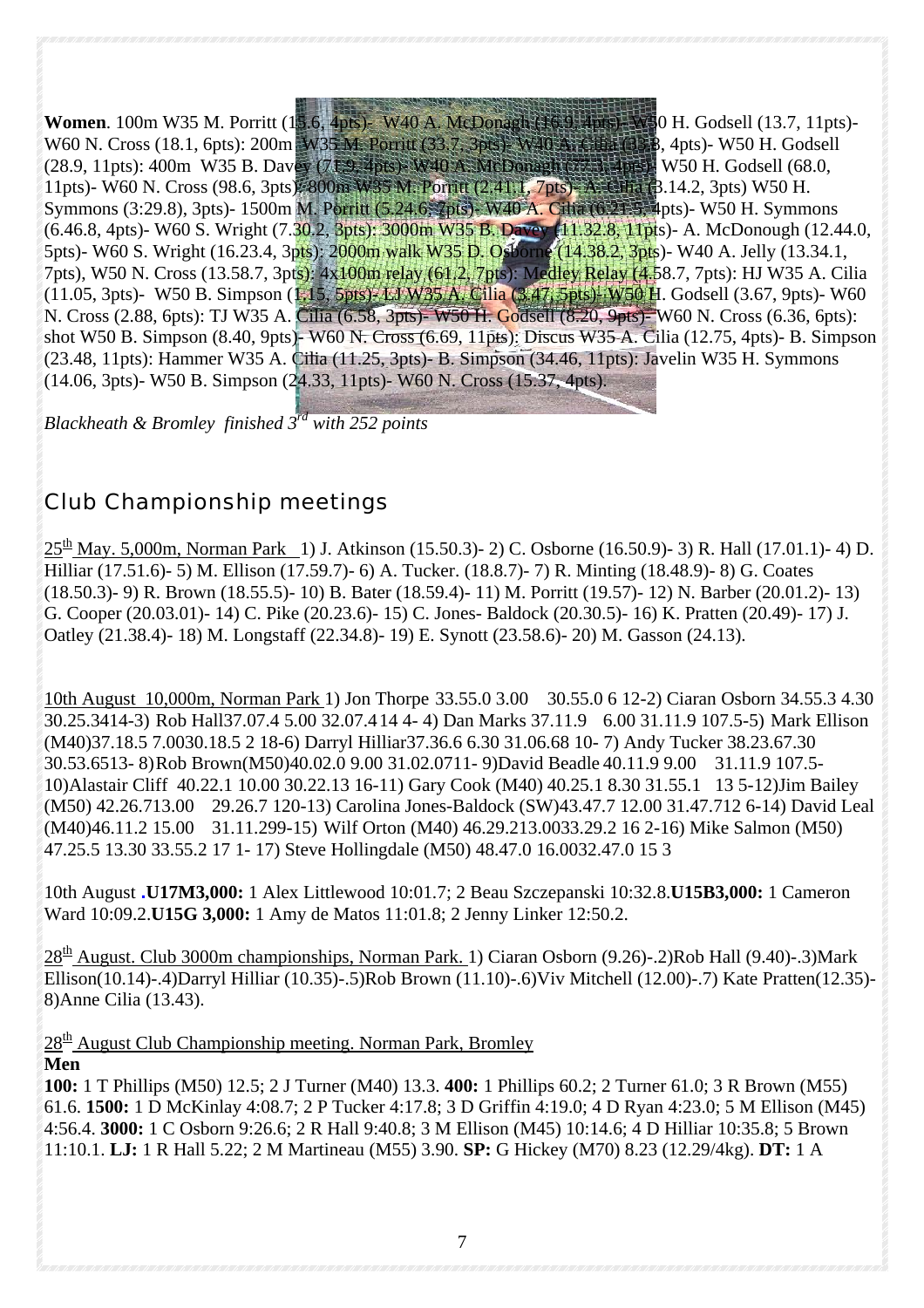**Women**. 100m W35 M. Porritt (15.6, 4pts)- W40 A. McDonagh (16.9, 4pts)- W50 H. Godsell (13.7, 11pts)- W60 N. Cross (18.1, 6pts): 200m W35 M. Porritt (33.7, 3pts)- W40 A. Cilia (31.8, 4pts)- W50 H. Godsell (28.9, 11pts): 400m W35 B. Davey (71.9, 4pts)- W40 A. McDonagh (77.3, 4pts)- W50 H. Godsell (68.0, 11pts)- W60 N. Cross (98.6, 3pts): 800m W35 M. Porritt (2.41.1, 7pts)- A. Cilia (3.14.2, 3pts) W50 H. Symmons (3:29.8), 3pts)- 1500m M. Porritt (5.24.6, 7pts)- W40 A. Cilia (6.21.5, 4pts)- W50 H. Symmons (6.46.8, 4pts)- W60 S. Wright (7.30.2, 3pts): 3000m W35 B. Davey (11.32.8, 11pts)- A. McDonough (12.44.0, 5pts)- W60 S. Wright (16.23.4, 3pts): 2000m walk W35 D. Osborne (14.38.2, 3pts)- W40 A. Jelly (13.34.1, 7pts), W50 N. Cross (13.58.7, 3pts): 4x100m relay (61.2, 7pts): Medley Relay (4.58.7, 7pts): HJ W35 A. Cilia (11.05, 3pts)- W50 B. Simpson (1.15, 5pts)- LJ W35 A. Cilia (3.47, 5pts)- W50 H. Godsell (3.67, 9pts)- W60 N. Cross (2.88, 6pts): TJ W35 A. Cilia (6.58, 3pts)- W50 H. Godsell (8.20, 9pts)- W60 N. Cross (6.36, 6pts): shot W50 B. Simpson (8.40, 9pts)- W60 N. Cross (6.69, 11pts): Discus W35 A. Cilia (12.75, 4pts)- B. Simpson (23.48, 11pts): Hammer W35 A. Cilia (11.25, 3pts)- B. Simpson (34.46, 11pts): Javelin W35 H. Symmons (14.06, 3pts)- W50 B. Simpson (24.33, 11pts)- W60 N. Cross (15.37, 4pts).

*Blackheath & Bromley finished 3rd with 252 points*

## Club Championship meetings

25th May. 5,000m, Norman Park 1) J. Atkinson (15.50.3)- 2) C. Osborne (16.50.9)- 3) R. Hall (17.01.1)- 4) D. Hilliar (17.51.6)- 5) M. Ellison (17.59.7)- 6) A. Tucker. (18.8.7)- 7) R. Minting (18.48.9)- 8) G. Coates (18.50.3)- 9) R. Brown (18.55.5)- 10) B. Bater (18.59.4)- 11) M. Porritt (19.57)- 12) N. Barber (20.01.2)- 13) G. Cooper (20.03.01)- 14) C. Pike (20.23.6)- 15) C. Jones- Baldock (20.30.5)- 16) K. Pratten (20.49)- 17) J. Oatley (21.38.4)- 18) M. Longstaff (22.34.8)- 19) E. Synott (23.58.6)- 20) M. Gasson (24.13).

10th August 10,000m, Norman Park 1) Jon Thorpe 33.55.0 3.00 30.55.0 6 12-2) Ciaran Osborn 34.55.3 4.30 30.25.3414-3) Rob Hall37.07.4 5.00 32.07.414 4- 4) Dan Marks 37.11.9 6.00 31.11.9 107.5-5) Mark Ellison (M40)37.18.5 7.0030.18.5 2 18-6) Darryl Hilliar37.36.6 6.30 31.06.68 10- 7) Andy Tucker 38.23.67.30 30.53.6513- 8)Rob Brown(M50)40.02.0 9.00 31.02.0711- 9)David Beadle 40.11.9 9.00 31.11.9 107.5- 10)Alastair Cliff 40.22.1 10.00 30.22.13 16-11) Gary Cook (M40) 40.25.1 8.30 31.55.1 13 5-12)Jim Bailey (M50) 42.26.713.00 29.26.7 120-13) Carolina Jones-Baldock (SW)43.47.7 12.00 31.47.712 6-14) David Leal (M40)46.11.2 15.00 31.11.299-15) Wilf Orton (M40) 46.29.213.0033.29.2 16 2-16) Mike Salmon (M50) 47.25.5 13.30 33.55.2 17 1- 17) Steve Hollingdale (M50) 48.47.0 16.0032.47.0 15 3

10th August .**U17M3,000:** 1 Alex Littlewood 10:01.7; 2 Beau Szczepanski 10:32.8.**U15B3,000:** 1 Cameron Ward 10:09.2.**U15G 3,000:** 1 Amy de Matos 11:01.8; 2 Jenny Linker 12:50.2.

28th August. Club 3000m championships, Norman Park. 1) Ciaran Osborn (9.26)-.2)Rob Hall (9.40)-.3)Mark Ellison(10.14)-.4)Darryl Hilliar (10.35)-.5)Rob Brown (11.10)-.6)Viv Mitchell (12.00)-.7) Kate Pratten(12.35)-8)Anne Cilia (13.43).

28th August Club Championship meeting. Norman Park, Bromley

**Men**

**100:** 1 T Phillips (M50) 12.5; 2 J Turner (M40) 13.3. **400:** 1 Phillips 60.2; 2 Turner 61.0; 3 R Brown (M55) 61.6. **1500:** 1 D McKinlay 4:08.7; 2 P Tucker 4:17.8; 3 D Griffin 4:19.0; 4 D Ryan 4:23.0; 5 M Ellison (M45) 4:56.4. **3000:** 1 C Osborn 9:26.6; 2 R Hall 9:40.8; 3 M Ellison (M45) 10:14.6; 4 D Hilliar 10:35.8; 5 Brown 11:10.1. **LJ:** 1 R Hall 5.22; 2 M Martineau (M55) 3.90. **SP:** G Hickey (M70) 8.23 (12.29/4kg). **DT:** 1 A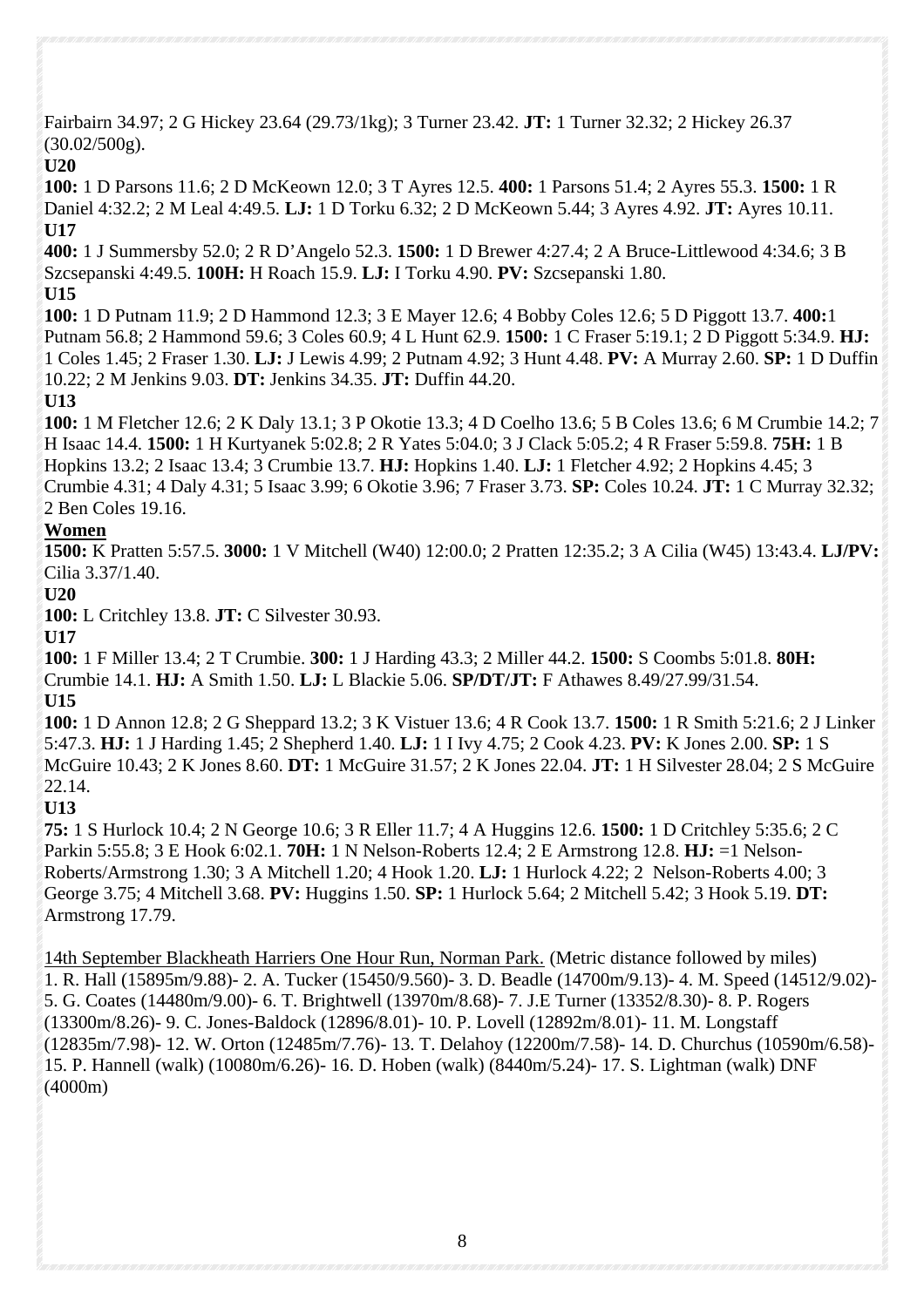Fairbairn 34.97; 2 G Hickey 23.64 (29.73/1kg); 3 Turner 23.42. **JT:** 1 Turner 32.32; 2 Hickey 26.37 (30.02/500g).

**U20**

**100:** 1 D Parsons 11.6; 2 D McKeown 12.0; 3 T Ayres 12.5. **400:** 1 Parsons 51.4; 2 Ayres 55.3. **1500:** 1 R Daniel 4:32.2; 2 M Leal 4:49.5. **LJ:** 1 D Torku 6.32; 2 D McKeown 5.44; 3 Ayres 4.92. **JT:** Ayres 10.11.

**U17**

**400:** 1 J Summersby 52.0; 2 R D'Angelo 52.3. **1500:** 1 D Brewer 4:27.4; 2 A Bruce-Littlewood 4:34.6; 3 B Szcsepanski 4:49.5. **100H:** H Roach 15.9. **LJ:** I Torku 4.90. **PV:** Szcsepanski 1.80.

**U15**

**100:** 1 D Putnam 11.9; 2 D Hammond 12.3; 3 E Mayer 12.6; 4 Bobby Coles 12.6; 5 D Piggott 13.7. **400:**1 Putnam 56.8; 2 Hammond 59.6; 3 Coles 60.9; 4 L Hunt 62.9. **1500:** 1 C Fraser 5:19.1; 2 D Piggott 5:34.9. **HJ:** 1 Coles 1.45; 2 Fraser 1.30. **LJ:** J Lewis 4.99; 2 Putnam 4.92; 3 Hunt 4.48. **PV:** A Murray 2.60. **SP:** 1 D Duffin 10.22; 2 M Jenkins 9.03. **DT:** Jenkins 34.35. **JT:** Duffin 44.20.

**U13**

**100:** 1 M Fletcher 12.6; 2 K Daly 13.1; 3 P Okotie 13.3; 4 D Coelho 13.6; 5 B Coles 13.6; 6 M Crumbie 14.2; 7 H Isaac 14.4. **1500:** 1 H Kurtyanek 5:02.8; 2 R Yates 5:04.0; 3 J Clack 5:05.2; 4 R Fraser 5:59.8. **75H:** 1 B Hopkins 13.2; 2 Isaac 13.4; 3 Crumbie 13.7. **HJ:** Hopkins 1.40. **LJ:** 1 Fletcher 4.92; 2 Hopkins 4.45; 3 Crumbie 4.31; 4 Daly 4.31; 5 Isaac 3.99; 6 Okotie 3.96; 7 Fraser 3.73. **SP:** Coles 10.24. **JT:** 1 C Murray 32.32; 2 Ben Coles 19.16.

**<u>Women</u>**

**1500:** K Pratten 5:57.5. **3000:** 1 V Mitchell (W40) 12:00.0; 2 Pratten 12:35.2; 3 A Cilia (W45) 13:43.4. **LJ/PV:** Cilia 3.37/1.40.

**U20**

**100:** L Critchley 13.8. **JT:** C Silvester 30.93.

**U17**

**100:** 1 F Miller 13.4; 2 T Crumbie. **300:** 1 J Harding 43.3; 2 Miller 44.2. **1500:** S Coombs 5:01.8. **80H:** Crumbie 14.1. **HJ:** A Smith 1.50. **LJ:** L Blackie 5.06. **SP/DT/JT:** F Athawes 8.49/27.99/31.54.

**U15**

**100:** 1 D Annon 12.8; 2 G Sheppard 13.2; 3 K Vistuer 13.6; 4 R Cook 13.7. **1500:** 1 R Smith 5:21.6; 2 J Linker 5:47.3. **HJ:** 1 J Harding 1.45; 2 Shepherd 1.40. **LJ:** 1 I Ivy 4.75; 2 Cook 4.23. **PV:** K Jones 2.00. **SP:** 1 S McGuire 10.43; 2 K Jones 8.60. **DT:** 1 McGuire 31.57; 2 K Jones 22.04. **JT:** 1 H Silvester 28.04; 2 S McGuire 22.14.

**U13**

**75:** 1 S Hurlock 10.4; 2 N George 10.6; 3 R Eller 11.7; 4 A Huggins 12.6. **1500:** 1 D Critchley 5:35.6; 2 C Parkin 5:55.8; 3 E Hook 6:02.1. **70H:** 1 N Nelson-Roberts 12.4; 2 E Armstrong 12.8. **HJ:** =1 Nelson-Roberts/Armstrong 1.30; 3 A Mitchell 1.20; 4 Hook 1.20. **LJ:** 1 Hurlock 4.22; 2 Nelson-Roberts 4.00; 3 George 3.75; 4 Mitchell 3.68. **PV:** Huggins 1.50. **SP:** 1 Hurlock 5.64; 2 Mitchell 5.42; 3 Hook 5.19. **DT:** Armstrong 17.79.

<u>14th September Blackheath Harriers One Hour Run, Norman Park.</u> (Metric distance followed by miles)
1. R. Hall (15895m/9.88)- 2. A. Tucker (15450/9.560)- 3. D. Beadle (14700m/9.13)- 4. M. Speed (14512/9.02)- 5. G. Coates (14480m/9.00)- 6. T. Brightwell (13970m/8.68)- 7. J.E Turner (13352/8.30)- 8. P. Rogers (13300m/8.26)- 9. C. Jones-Baldock (12896/8.01)- 10. P. Lovell (12892m/8.01)- 11. M. Longstaff (12835m/7.98)- 12. W. Orton (12485m/7.76)- 13. T. Delahoy (12200m/7.58)- 14. D. Churchus (10590m/6.58)- 15. P. Hannell (walk) (10080m/6.26)- 16. D. Hoben (walk) (8440m/5.24)- 17. S. Lightman (walk) DNF (4000m)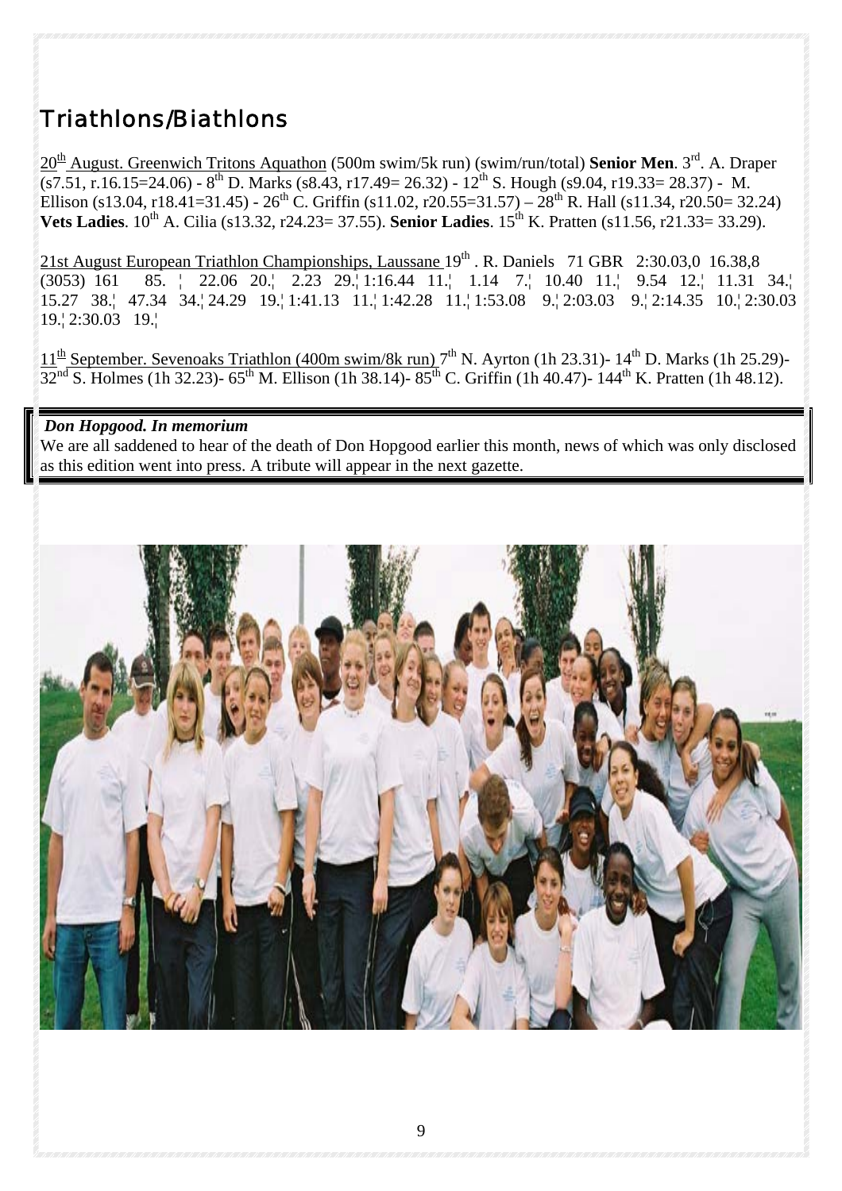# Triathlons/Biathlons

20th August. Greenwich Tritons Aquathon (500m swim/5k run) (swim/run/total) **Senior Men**. 3rd. A. Draper (s7.51, r.16.15=24.06) - 8th D. Marks (s8.43, r17.49= 26.32) - 12th S. Hough (s9.04, r19.33= 28.37) - M. Ellison (s13.04, r18.41=31.45) - 26th C. Griffin (s11.02, r20.55=31.57) – 28th R. Hall (s11.34, r20.50= 32.24) **Vets Ladies**. 10th A. Cilia (s13.32, r24.23= 37.55). **Senior Ladies**. 15th K. Pratten (s11.56, r21.33= 33.29).

21st August European Triathlon Championships, Laussane 19th . R. Daniels 71 GBR 2:30.03,0 16.38,8 (3053) 161 85. ¦ 22.06 20.¦ 2.23 29.¦ 1:16.44 11.¦ 1.14 7.¦ 10.40 11.¦ 9.54 12.¦ 11.31 34.¦ 15.27 38.¦ 47.34 34.¦ 24.29 19.¦ 1:41.13 11.¦ 1:42.28 11.¦ 1:53.08 9.¦ 2:03.03 9.¦ 2:14.35 10.¦ 2:30.03 19.¦ 2:30.03 19.¦

11th September. Sevenoaks Triathlon (400m swim/8k run) 7th N. Ayrton (1h 23.31)- 14th D. Marks (1h 25.29)- 32nd S. Holmes (1h 32.23)- 65th M. Ellison (1h 38.14)- 85th C. Griffin (1h 40.47)- 144th K. Pratten (1h 48.12).

***Don Hopgood. In memorium***

We are all saddened to hear of the death of Don Hopgood earlier this month, news of which was only disclosed as this edition went into press. A tribute will appear in the next gazette.